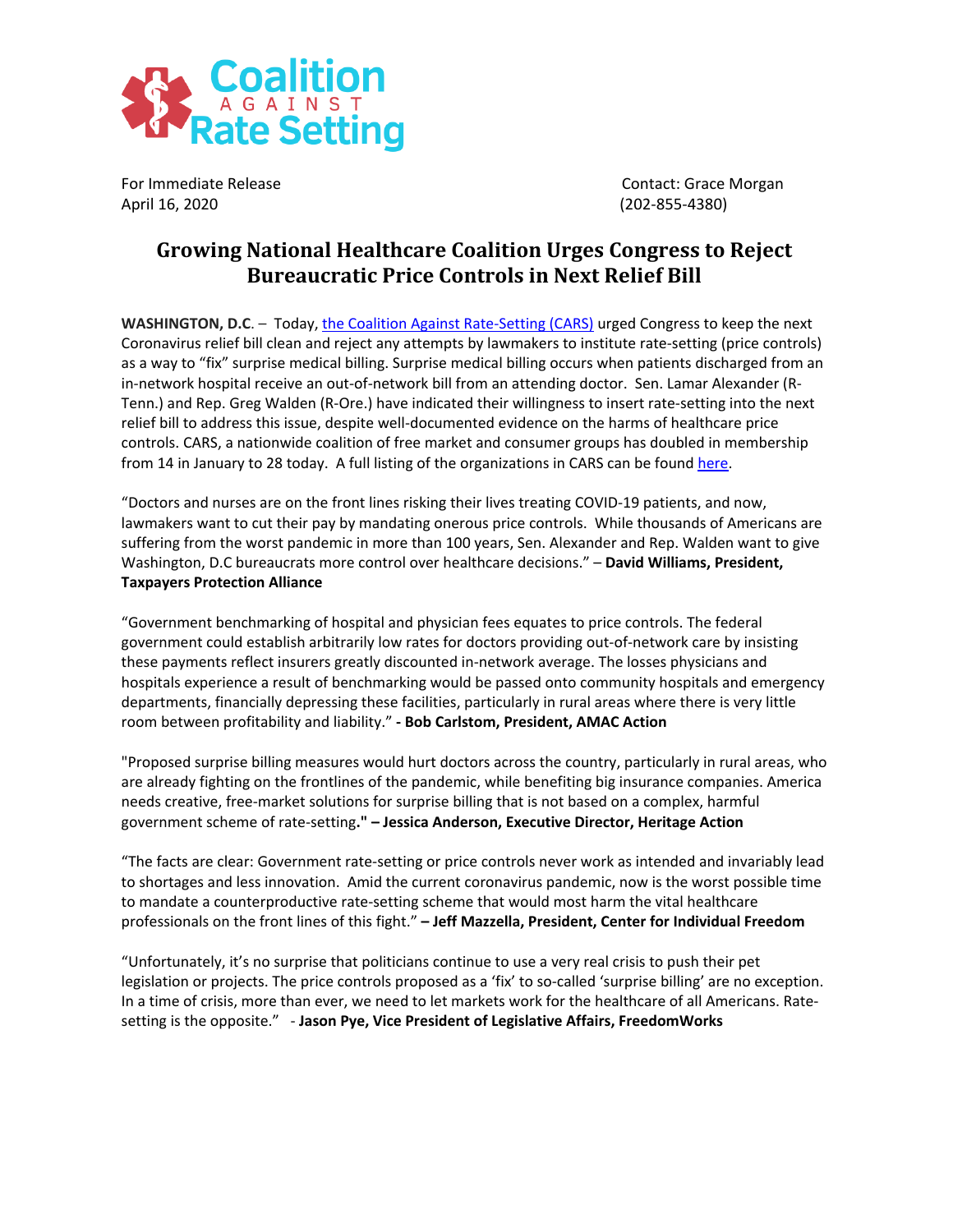Coalition AGAINST Rate Setting

For Immediate Release
April 16, 2020

Contact: Grace Morgan
(202-855-4380)

# Growing National Healthcare Coalition Urges Congress to Reject Bureaucratic Price Controls in Next Relief Bill

**WASHINGTON, D.C**. – Today, [the Coalition Against Rate-Setting (CARS)]() urged Congress to keep the next Coronavirus relief bill clean and reject any attempts by lawmakers to institute rate-setting (price controls) as a way to "fix" surprise medical billing. Surprise medical billing occurs when patients discharged from an in-network hospital receive an out-of-network bill from an attending doctor. Sen. Lamar Alexander (R-Tenn.) and Rep. Greg Walden (R-Ore.) have indicated their willingness to insert rate-setting into the next relief bill to address this issue, despite well-documented evidence on the harms of healthcare price controls. CARS, a nationwide coalition of free market and consumer groups has doubled in membership from 14 in January to 28 today. A full listing of the organizations in CARS can be found [here]().

"Doctors and nurses are on the front lines risking their lives treating COVID-19 patients, and now, lawmakers want to cut their pay by mandating onerous price controls. While thousands of Americans are suffering from the worst pandemic in more than 100 years, Sen. Alexander and Rep. Walden want to give Washington, D.C bureaucrats more control over healthcare decisions." – **David Williams, President, Taxpayers Protection Alliance**

"Government benchmarking of hospital and physician fees equates to price controls. The federal government could establish arbitrarily low rates for doctors providing out-of-network care by insisting these payments reflect insurers greatly discounted in-network average. The losses physicians and hospitals experience a result of benchmarking would be passed onto community hospitals and emergency departments, financially depressing these facilities, particularly in rural areas where there is very little room between profitability and liability." **- Bob Carlstom, President, AMAC Action**

"Proposed surprise billing measures would hurt doctors across the country, particularly in rural areas, who are already fighting on the frontlines of the pandemic, while benefiting big insurance companies. America needs creative, free-market solutions for surprise billing that is not based on a complex, harmful government scheme of rate-setting**." – Jessica Anderson, Executive Director, Heritage Action**

"The facts are clear: Government rate-setting or price controls never work as intended and invariably lead to shortages and less innovation. Amid the current coronavirus pandemic, now is the worst possible time to mandate a counterproductive rate-setting scheme that would most harm the vital healthcare professionals on the front lines of this fight." **– Jeff Mazzella, President, Center for Individual Freedom**

"Unfortunately, it's no surprise that politicians continue to use a very real crisis to push their pet legislation or projects. The price controls proposed as a 'fix' to so-called 'surprise billing' are no exception. In a time of crisis, more than ever, we need to let markets work for the healthcare of all Americans. Rate-setting is the opposite." - **Jason Pye, Vice President of Legislative Affairs, FreedomWorks**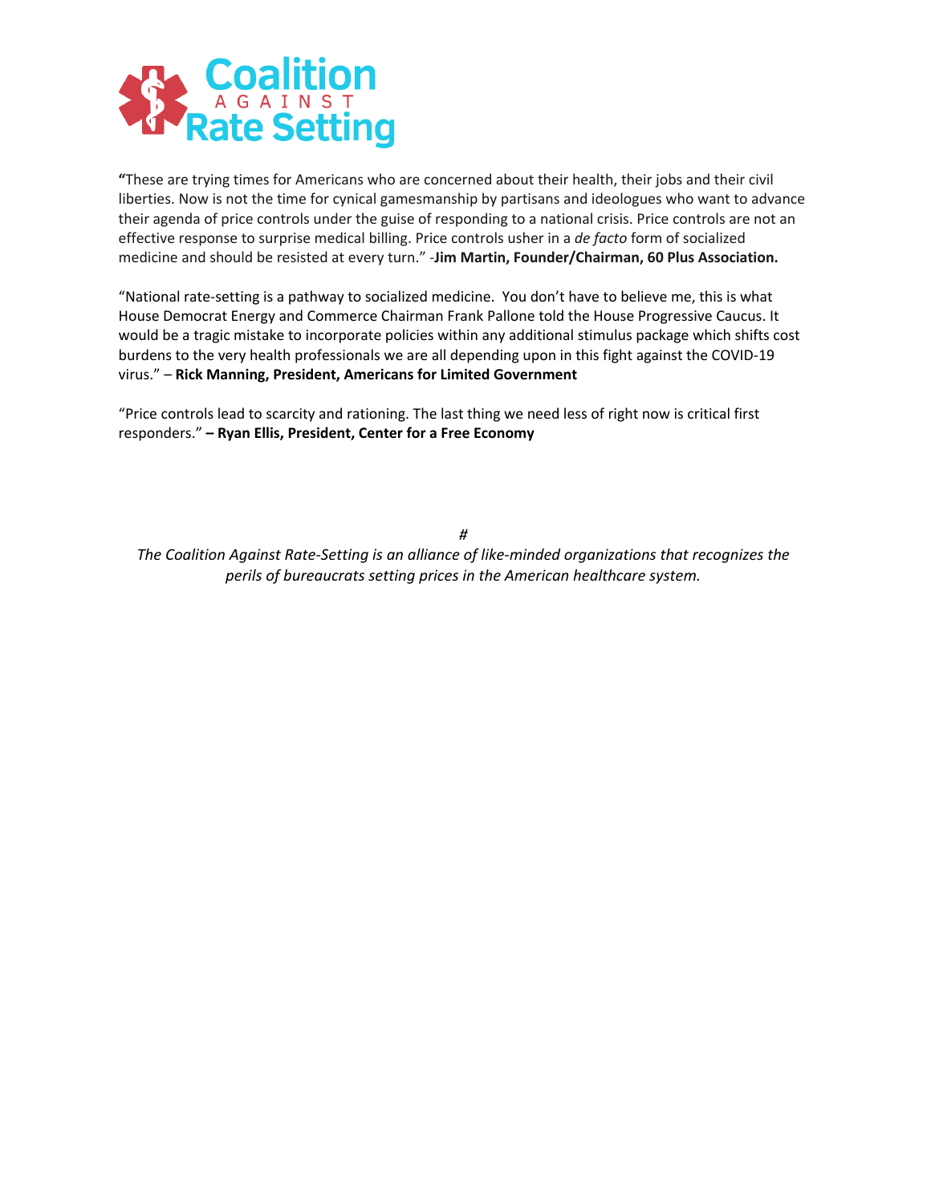**Coalition AGAINST Rate Setting**

**"**These are trying times for Americans who are concerned about their health, their jobs and their civil liberties. Now is not the time for cynical gamesmanship by partisans and ideologues who want to advance their agenda of price controls under the guise of responding to a national crisis. Price controls are not an effective response to surprise medical billing. Price controls usher in a *de facto* form of socialized medicine and should be resisted at every turn." -**Jim Martin, Founder/Chairman, 60 Plus Association.**

"National rate-setting is a pathway to socialized medicine. You don't have to believe me, this is what House Democrat Energy and Commerce Chairman Frank Pallone told the House Progressive Caucus. It would be a tragic mistake to incorporate policies within any additional stimulus package which shifts cost burdens to the very health professionals we are all depending upon in this fight against the COVID-19 virus." – **Rick Manning, President, Americans for Limited Government**

"Price controls lead to scarcity and rationing. The last thing we need less of right now is critical first responders." **– Ryan Ellis, President, Center for a Free Economy**

*#*

*The Coalition Against Rate-Setting is an alliance of like-minded organizations that recognizes the perils of bureaucrats setting prices in the American healthcare system.*